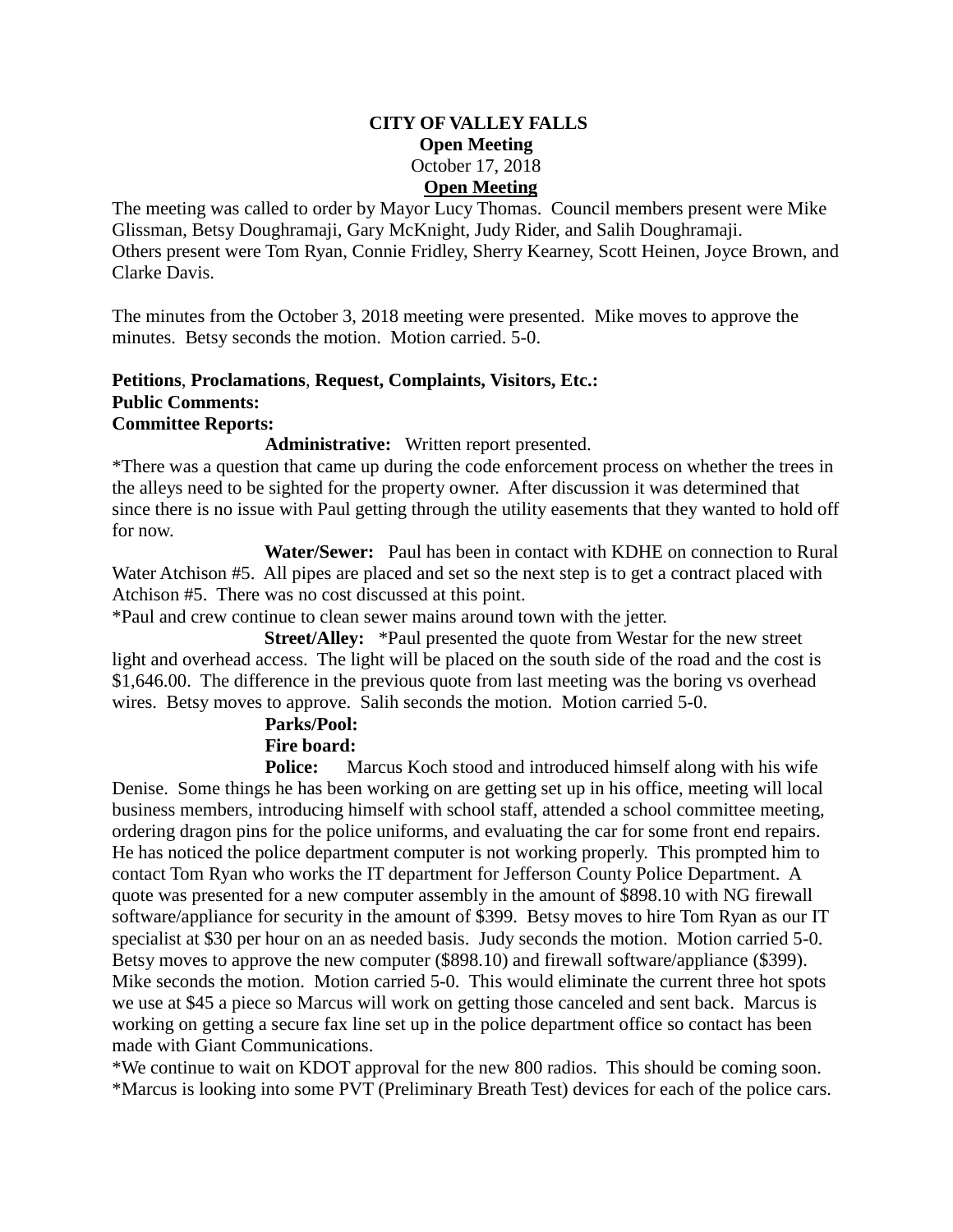**CITY OF VALLEY FALLS**

**Open Meeting**

October 17, 2018

**Open Meeting**

The meeting was called to order by Mayor Lucy Thomas. Council members present were Mike Glissman, Betsy Doughramaji, Gary McKnight, Judy Rider, and Salih Doughramaji. Others present were Tom Ryan, Connie Fridley, Sherry Kearney, Scott Heinen, Joyce Brown, and Clarke Davis.

The minutes from the October 3, 2018 meeting were presented. Mike moves to approve the minutes. Betsy seconds the motion. Motion carried. 5-0.

**Petitions**, **Proclamations**, **Request, Complaints, Visitors, Etc.:**

**Public Comments:**

**Committee Reports:**

**Administrative:** Written report presented.

*There was a question that came up during the code enforcement process on whether the trees in the alleys need to be sighted for the property owner. After discussion it was determined that since there is no issue with Paul getting through the utility easements that they wanted to hold off for now.

**Water/Sewer:** Paul has been in contact with KDHE on connection to Rural Water Atchison #5. All pipes are placed and set so the next step is to get a contract placed with Atchison #5. There was no cost discussed at this point.

*Paul and crew continue to clean sewer mains around town with the jetter.

**Street/Alley:** *Paul presented the quote from Westar for the new street light and overhead access. The light will be placed on the south side of the road and the cost is $1,646.00. The difference in the previous quote from last meeting was the boring vs overhead wires. Betsy moves to approve. Salih seconds the motion. Motion carried 5-0.

**Parks/Pool:**

**Fire board:**

**Police:** Marcus Koch stood and introduced himself along with his wife Denise. Some things he has been working on are getting set up in his office, meeting will local business members, introducing himself with school staff, attended a school committee meeting, ordering dragon pins for the police uniforms, and evaluating the car for some front end repairs. He has noticed the police department computer is not working properly. This prompted him to contact Tom Ryan who works the IT department for Jefferson County Police Department. A quote was presented for a new computer assembly in the amount of $898.10 with NG firewall software/appliance for security in the amount of $399. Betsy moves to hire Tom Ryan as our IT specialist at $30 per hour on an as needed basis. Judy seconds the motion. Motion carried 5-0. Betsy moves to approve the new computer ($898.10) and firewall software/appliance ($399). Mike seconds the motion. Motion carried 5-0. This would eliminate the current three hot spots we use at $45 a piece so Marcus will work on getting those canceled and sent back. Marcus is working on getting a secure fax line set up in the police department office so contact has been made with Giant Communications.

*We continue to wait on KDOT approval for the new 800 radios. This should be coming soon.

*Marcus is looking into some PVT (Preliminary Breath Test) devices for each of the police cars.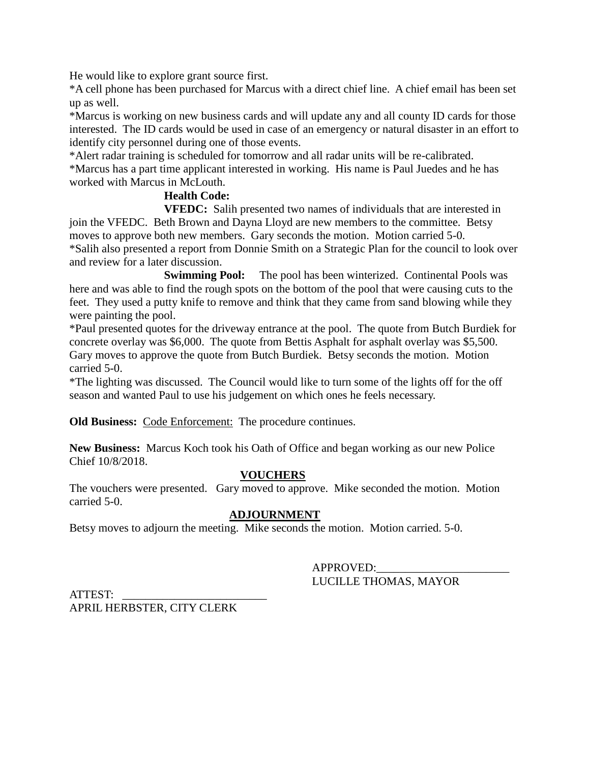He would like to explore grant source first.

*A cell phone has been purchased for Marcus with a direct chief line. A chief email has been set up as well.

*Marcus is working on new business cards and will update any and all county ID cards for those interested. The ID cards would be used in case of an emergency or natural disaster in an effort to identify city personnel during one of those events.

*Alert radar training is scheduled for tomorrow and all radar units will be re-calibrated.

*Marcus has a part time applicant interested in working. His name is Paul Juedes and he has worked with Marcus in McLouth.

**Health Code:**

**VFEDC:** Salih presented two names of individuals that are interested in join the VFEDC. Beth Brown and Dayna Lloyd are new members to the committee. Betsy moves to approve both new members. Gary seconds the motion. Motion carried 5-0.

*Salih also presented a report from Donnie Smith on a Strategic Plan for the council to look over and review for a later discussion.

**Swimming Pool:** The pool has been winterized. Continental Pools was here and was able to find the rough spots on the bottom of the pool that were causing cuts to the feet. They used a putty knife to remove and think that they came from sand blowing while they were painting the pool.

*Paul presented quotes for the driveway entrance at the pool. The quote from Butch Burdiek for concrete overlay was $6,000. The quote from Bettis Asphalt for asphalt overlay was $5,500. Gary moves to approve the quote from Butch Burdiek. Betsy seconds the motion. Motion carried 5-0.

*The lighting was discussed. The Council would like to turn some of the lights off for the off season and wanted Paul to use his judgement on which ones he feels necessary.

**Old Business:** Code Enforcement: The procedure continues.

**New Business:** Marcus Koch took his Oath of Office and began working as our new Police Chief 10/8/2018.

## VOUCHERS

The vouchers were presented. Gary moved to approve. Mike seconded the motion. Motion carried 5-0.

## ADJOURNMENT

Betsy moves to adjourn the meeting. Mike seconds the motion. Motion carried. 5-0.

APPROVED:______________________
LUCILLE THOMAS, MAYOR

ATTEST: ________________________
APRIL HERBSTER, CITY CLERK